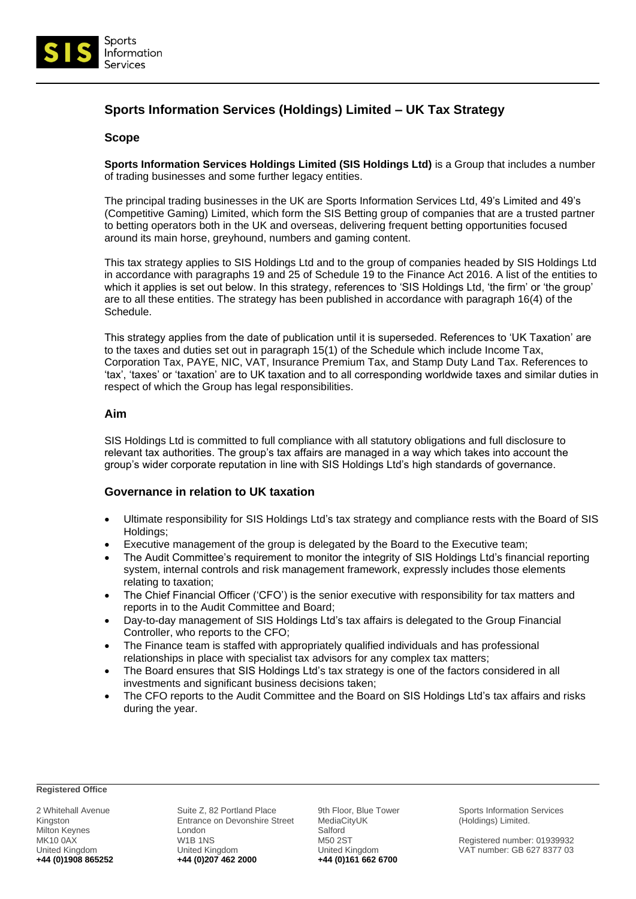# Sports Information Services (Holdings) Limited – UK Tax Strategy

## Scope

**Sports Information Services Holdings Limited (SIS Holdings Ltd)** is a Group that includes a number of trading businesses and some further legacy entities.

The principal trading businesses in the UK are Sports Information Services Ltd, 49's Limited and 49's (Competitive Gaming) Limited, which form the SIS Betting group of companies that are a trusted partner to betting operators both in the UK and overseas, delivering frequent betting opportunities focused around its main horse, greyhound, numbers and gaming content.

This tax strategy applies to SIS Holdings Ltd and to the group of companies headed by SIS Holdings Ltd in accordance with paragraphs 19 and 25 of Schedule 19 to the Finance Act 2016. A list of the entities to which it applies is set out below. In this strategy, references to 'SIS Holdings Ltd, 'the firm' or 'the group' are to all these entities. The strategy has been published in accordance with paragraph 16(4) of the Schedule.

This strategy applies from the date of publication until it is superseded. References to 'UK Taxation' are to the taxes and duties set out in paragraph 15(1) of the Schedule which include Income Tax, Corporation Tax, PAYE, NIC, VAT, Insurance Premium Tax, and Stamp Duty Land Tax. References to 'tax', 'taxes' or 'taxation' are to UK taxation and to all corresponding worldwide taxes and similar duties in respect of which the Group has legal responsibilities.

## Aim

SIS Holdings Ltd is committed to full compliance with all statutory obligations and full disclosure to relevant tax authorities. The group's tax affairs are managed in a way which takes into account the group's wider corporate reputation in line with SIS Holdings Ltd's high standards of governance.

## Governance in relation to UK taxation

- Ultimate responsibility for SIS Holdings Ltd's tax strategy and compliance rests with the Board of SIS Holdings;
- Executive management of the group is delegated by the Board to the Executive team;
- The Audit Committee's requirement to monitor the integrity of SIS Holdings Ltd's financial reporting system, internal controls and risk management framework, expressly includes those elements relating to taxation;
- The Chief Financial Officer ('CFO') is the senior executive with responsibility for tax matters and reports in to the Audit Committee and Board;
- Day-to-day management of SIS Holdings Ltd's tax affairs is delegated to the Group Financial Controller, who reports to the CFO;
- The Finance team is staffed with appropriately qualified individuals and has professional relationships in place with specialist tax advisors for any complex tax matters;
- The Board ensures that SIS Holdings Ltd's tax strategy is one of the factors considered in all investments and significant business decisions taken;
- The CFO reports to the Audit Committee and the Board on SIS Holdings Ltd's tax affairs and risks during the year.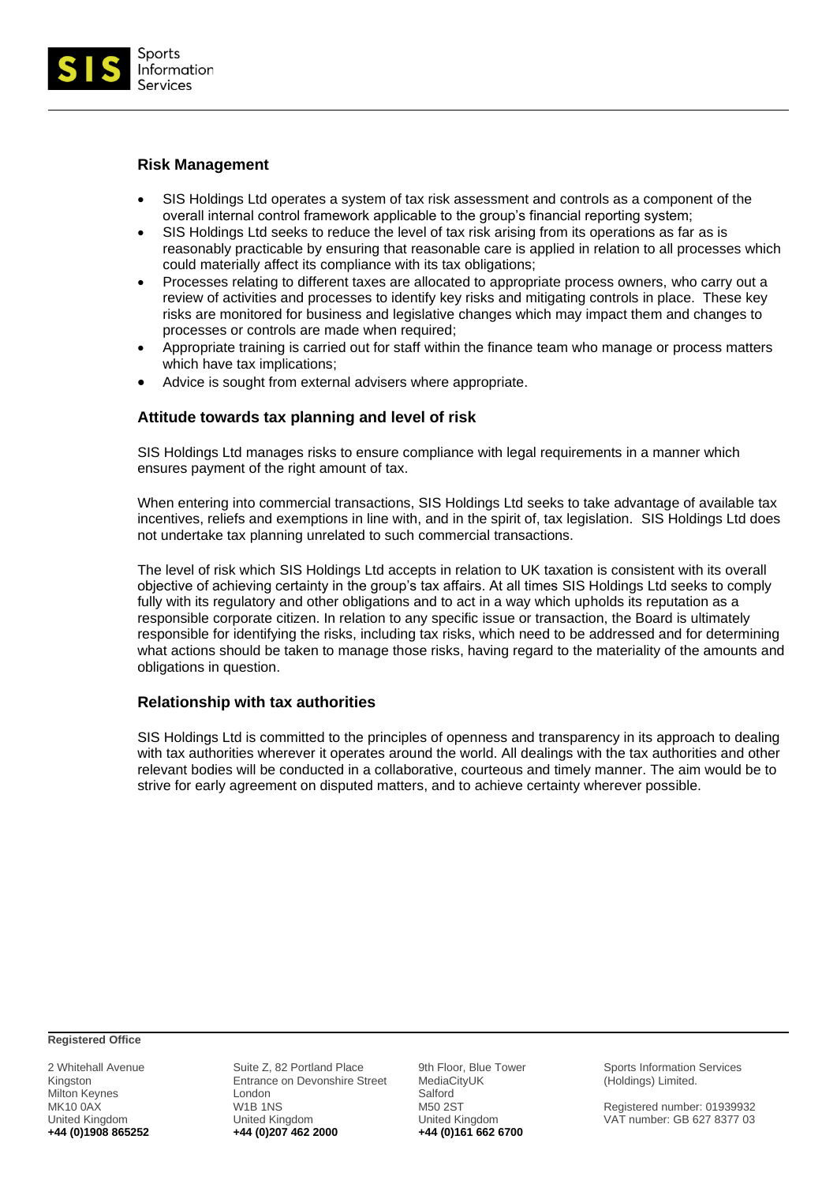## Risk Management

- SIS Holdings Ltd operates a system of tax risk assessment and controls as a component of the overall internal control framework applicable to the group's financial reporting system;
- SIS Holdings Ltd seeks to reduce the level of tax risk arising from its operations as far as is reasonably practicable by ensuring that reasonable care is applied in relation to all processes which could materially affect its compliance with its tax obligations;
- Processes relating to different taxes are allocated to appropriate process owners, who carry out a review of activities and processes to identify key risks and mitigating controls in place. These key risks are monitored for business and legislative changes which may impact them and changes to processes or controls are made when required;
- Appropriate training is carried out for staff within the finance team who manage or process matters which have tax implications;
- Advice is sought from external advisers where appropriate.

## Attitude towards tax planning and level of risk

SIS Holdings Ltd manages risks to ensure compliance with legal requirements in a manner which ensures payment of the right amount of tax.

When entering into commercial transactions, SIS Holdings Ltd seeks to take advantage of available tax incentives, reliefs and exemptions in line with, and in the spirit of, tax legislation. SIS Holdings Ltd does not undertake tax planning unrelated to such commercial transactions.

The level of risk which SIS Holdings Ltd accepts in relation to UK taxation is consistent with its overall objective of achieving certainty in the group's tax affairs. At all times SIS Holdings Ltd seeks to comply fully with its regulatory and other obligations and to act in a way which upholds its reputation as a responsible corporate citizen. In relation to any specific issue or transaction, the Board is ultimately responsible for identifying the risks, including tax risks, which need to be addressed and for determining what actions should be taken to manage those risks, having regard to the materiality of the amounts and obligations in question.

## Relationship with tax authorities

SIS Holdings Ltd is committed to the principles of openness and transparency in its approach to dealing with tax authorities wherever it operates around the world. All dealings with the tax authorities and other relevant bodies will be conducted in a collaborative, courteous and timely manner. The aim would be to strive for early agreement on disputed matters, and to achieve certainty wherever possible.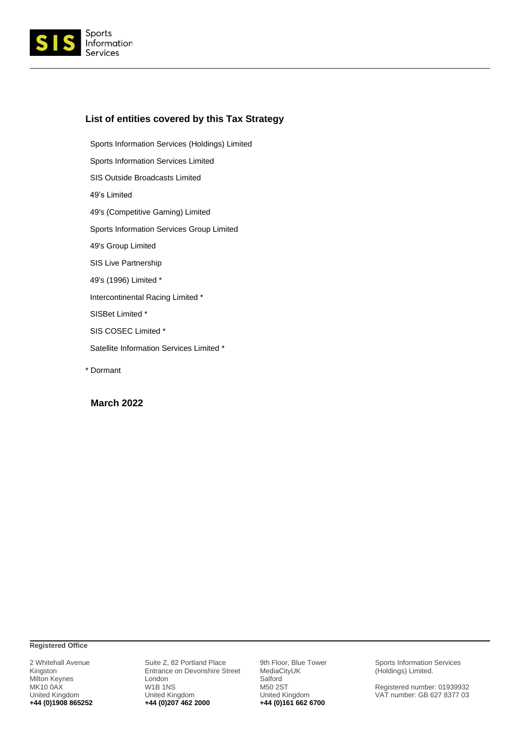## List of entities covered by this Tax Strategy

Sports Information Services (Holdings) Limited

Sports Information Services Limited

SIS Outside Broadcasts Limited

49's Limited

49's (Competitive Gaming) Limited

Sports Information Services Group Limited

49's Group Limited

SIS Live Partnership

49's (1996) Limited *

Intercontinental Racing Limited *

SISBet Limited *

SIS COSEC Limited *

Satellite Information Services Limited *

\* Dormant

**March 2022**

**Registered Office**

2 Whitehall Avenue
Kingston
Milton Keynes
MK10 0AX
United Kingdom
**+44 (0)1908 865252**

Suite Z, 82 Portland Place
Entrance on Devonshire Street
London
W1B 1NS
United Kingdom
**+44 (0)207 462 2000**

9th Floor, Blue Tower
MediaCityUK
Salford
M50 2ST
United Kingdom
**+44 (0)161 662 6700**

Sports Information Services (Holdings) Limited.

Registered number: 01939932
VAT number: GB 627 8377 03